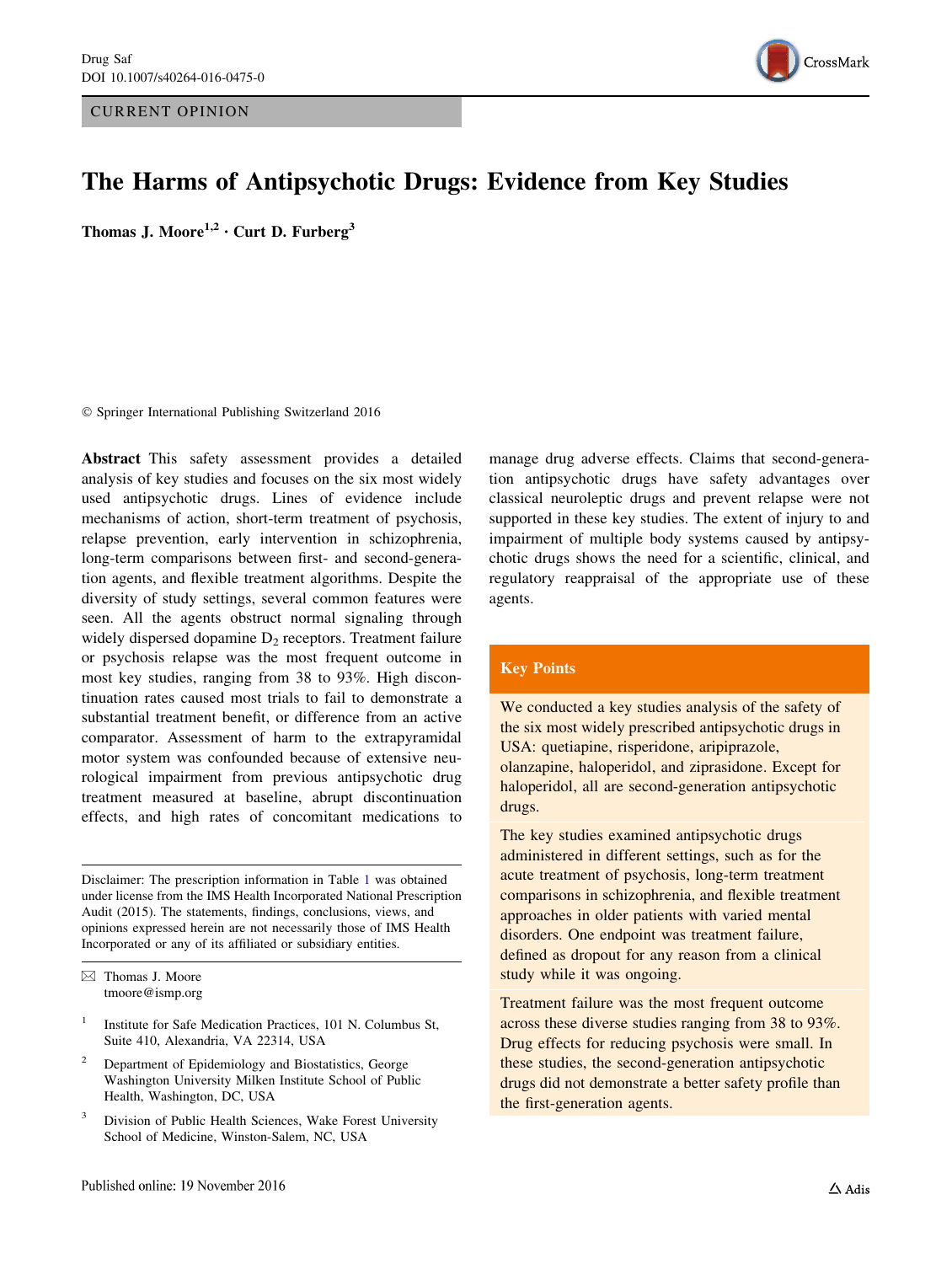CURRENT OPINION

# The Harms of Antipsychotic Drugs: Evidence from Key Studies

**Thomas J. Moore**[1,2] · **Curt D. Furberg**[3]

© Springer International Publishing Switzerland 2016

**Abstract** This safety assessment provides a detailed analysis of key studies and focuses on the six most widely used antipsychotic drugs. Lines of evidence include mechanisms of action, short-term treatment of psychosis, relapse prevention, early intervention in schizophrenia, long-term comparisons between first- and second-generation agents, and flexible treatment algorithms. Despite the diversity of study settings, several common features were seen. All the agents obstruct normal signaling through widely dispersed dopamine $D_2$ receptors. Treatment failure or psychosis relapse was the most frequent outcome in most key studies, ranging from 38 to 93%. High discontinuation rates caused most trials to fail to demonstrate a substantial treatment benefit, or difference from an active comparator. Assessment of harm to the extrapyramidal motor system was confounded because of extensive neurological impairment from previous antipsychotic drug treatment measured at baseline, abrupt discontinuation effects, and high rates of concomitant medications to manage drug adverse effects. Claims that second-generation antipsychotic drugs have safety advantages over classical neuroleptic drugs and prevent relapse were not supported in these key studies. The extent of injury to and impairment of multiple body systems caused by antipsychotic drugs shows the need for a scientific, clinical, and regulatory reappraisal of the appropriate use of these agents.

Disclaimer: The prescription information in Table 1 was obtained under license from the IMS Health Incorporated National Prescription Audit (2015). The statements, findings, conclusions, views, and opinions expressed herein are not necessarily those of IMS Health Incorporated or any of its affiliated or subsidiary entities.

✉ Thomas J. Moore
tmoore@ismp.org

[1] Institute for Safe Medication Practices, 101 N. Columbus St, Suite 410, Alexandria, VA 22314, USA

[2] Department of Epidemiology and Biostatistics, George Washington University Milken Institute School of Public Health, Washington, DC, USA

[3] Division of Public Health Sciences, Wake Forest University School of Medicine, Winston-Salem, NC, USA

## Key Points

We conducted a key studies analysis of the safety of the six most widely prescribed antipsychotic drugs in USA: quetiapine, risperidone, aripiprazole, olanzapine, haloperidol, and ziprasidone. Except for haloperidol, all are second-generation antipsychotic drugs.

The key studies examined antipsychotic drugs administered in different settings, such as for the acute treatment of psychosis, long-term treatment comparisons in schizophrenia, and flexible treatment approaches in older patients with varied mental disorders. One endpoint was treatment failure, defined as dropout for any reason from a clinical study while it was ongoing.

Treatment failure was the most frequent outcome across these diverse studies ranging from 38 to 93%. Drug effects for reducing psychosis were small. In these studies, the second-generation antipsychotic drugs did not demonstrate a better safety profile than the first-generation agents.

Published online: 19 November 2016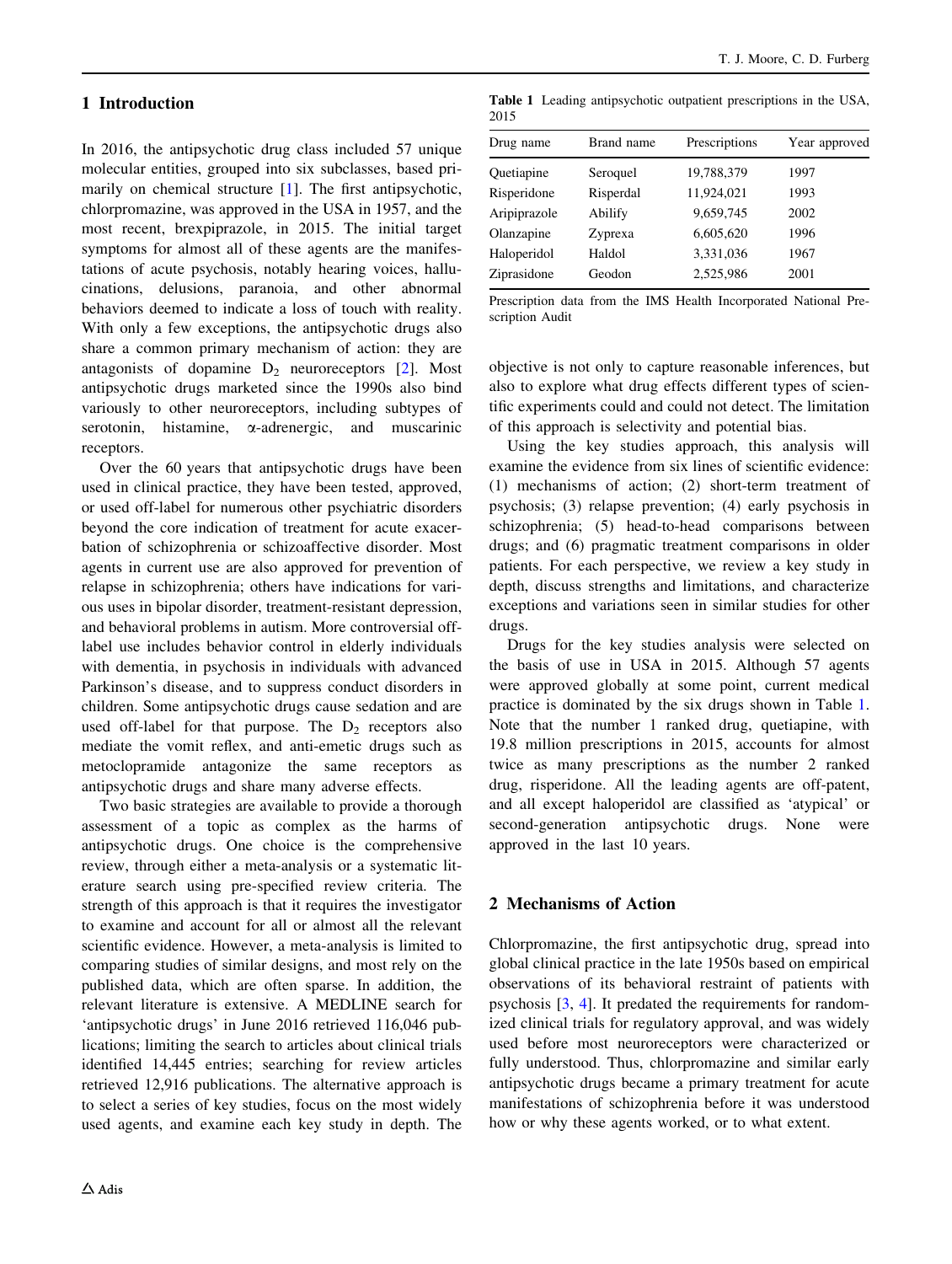## 1 Introduction

In 2016, the antipsychotic drug class included 57 unique molecular entities, grouped into six subclasses, based primarily on chemical structure [1]. The first antipsychotic, chlorpromazine, was approved in the USA in 1957, and the most recent, brexpiprazole, in 2015. The initial target symptoms for almost all of these agents are the manifestations of acute psychosis, notably hearing voices, hallucinations, delusions, paranoia, and other abnormal behaviors deemed to indicate a loss of touch with reality. With only a few exceptions, the antipsychotic drugs also share a common primary mechanism of action: they are antagonists of dopamine $D_2$ neuroreceptors [2]. Most antipsychotic drugs marketed since the 1990s also bind variously to other neuroreceptors, including subtypes of serotonin, histamine, α-adrenergic, and muscarinic receptors.

Over the 60 years that antipsychotic drugs have been used in clinical practice, they have been tested, approved, or used off-label for numerous other psychiatric disorders beyond the core indication of treatment for acute exacerbation of schizophrenia or schizoaffective disorder. Most agents in current use are also approved for prevention of relapse in schizophrenia; others have indications for various uses in bipolar disorder, treatment-resistant depression, and behavioral problems in autism. More controversial off-label use includes behavior control in elderly individuals with dementia, in psychosis in individuals with advanced Parkinson's disease, and to suppress conduct disorders in children. Some antipsychotic drugs cause sedation and are used off-label for that purpose. The $D_2$ receptors also mediate the vomit reflex, and anti-emetic drugs such as metoclopramide antagonize the same receptors as antipsychotic drugs and share many adverse effects.

Two basic strategies are available to provide a thorough assessment of a topic as complex as the harms of antipsychotic drugs. One choice is the comprehensive review, through either a meta-analysis or a systematic literature search using pre-specified review criteria. The strength of this approach is that it requires the investigator to examine and account for all or almost all the relevant scientific evidence. However, a meta-analysis is limited to comparing studies of similar designs, and most rely on the published data, which are often sparse. In addition, the relevant literature is extensive. A MEDLINE search for 'antipsychotic drugs' in June 2016 retrieved 116,046 publications; limiting the search to articles about clinical trials identified 14,445 entries; searching for review articles retrieved 12,916 publications. The alternative approach is to select a series of key studies, focus on the most widely used agents, and examine each key study in depth. The objective is not only to capture reasonable inferences, but also to explore what drug effects different types of scientific experiments could and could not detect. The limitation of this approach is selectivity and potential bias.

Using the key studies approach, this analysis will examine the evidence from six lines of scientific evidence: (1) mechanisms of action; (2) short-term treatment of psychosis; (3) relapse prevention; (4) early psychosis in schizophrenia; (5) head-to-head comparisons between drugs; and (6) pragmatic treatment comparisons in older patients. For each perspective, we review a key study in depth, discuss strengths and limitations, and characterize exceptions and variations seen in similar studies for other drugs.

Drugs for the key studies analysis were selected on the basis of use in USA in 2015. Although 57 agents were approved globally at some point, current medical practice is dominated by the six drugs shown in Table 1. Note that the number 1 ranked drug, quetiapine, with 19.8 million prescriptions in 2015, accounts for almost twice as many prescriptions as the number 2 ranked drug, risperidone. All the leading agents are off-patent, and all except haloperidol are classified as 'atypical' or second-generation antipsychotic drugs. None were approved in the last 10 years.

**Table 1** Leading antipsychotic outpatient prescriptions in the USA, 2015

| Drug name | Brand name | Prescriptions | Year approved |
|---|---|---|---|
| Quetiapine | Seroquel | 19,788,379 | 1997 |
| Risperidone | Risperdal | 11,924,021 | 1993 |
| Aripiprazole | Abilify | 9,659,745 | 2002 |
| Olanzapine | Zyprexa | 6,605,620 | 1996 |
| Haloperidol | Haldol | 3,331,036 | 1967 |
| Ziprasidone | Geodon | 2,525,986 | 2001 |

Prescription data from the IMS Health Incorporated National Prescription Audit

## 2 Mechanisms of Action

Chlorpromazine, the first antipsychotic drug, spread into global clinical practice in the late 1950s based on empirical observations of its behavioral restraint of patients with psychosis [3, 4]. It predated the requirements for randomized clinical trials for regulatory approval, and was widely used before most neuroreceptors were characterized or fully understood. Thus, chlorpromazine and similar early antipsychotic drugs became a primary treatment for acute manifestations of schizophrenia before it was understood how or why these agents worked, or to what extent.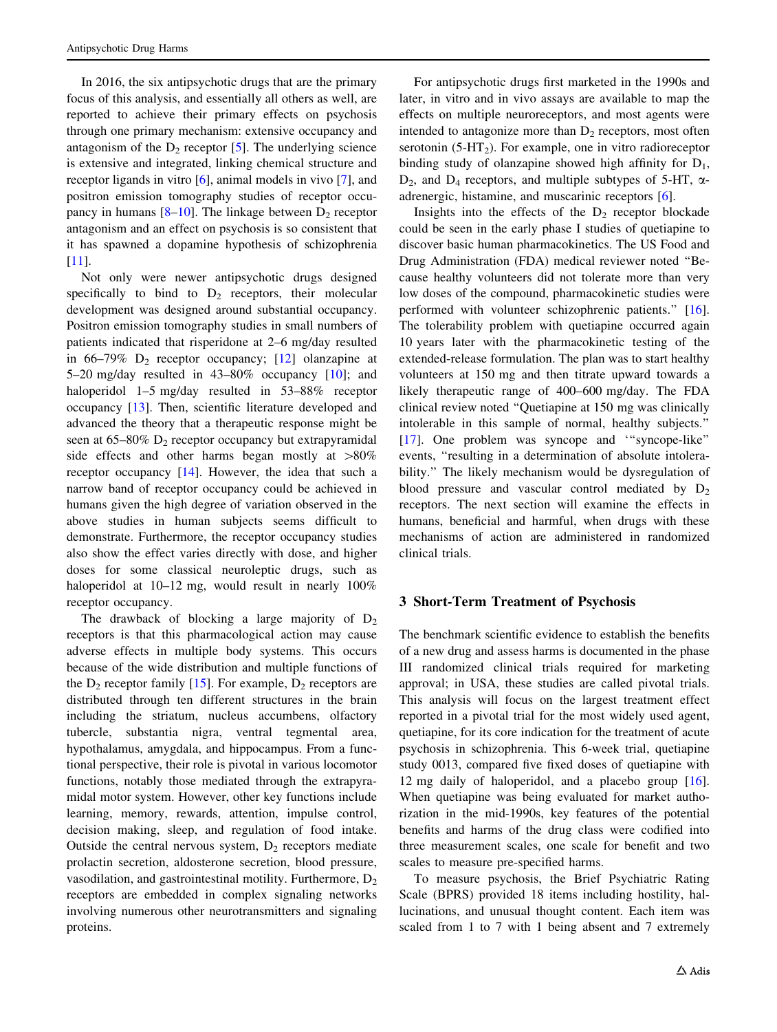In 2016, the six antipsychotic drugs that are the primary focus of this analysis, and essentially all others as well, are reported to achieve their primary effects on psychosis through one primary mechanism: extensive occupancy and antagonism of the $D_2$ receptor [5]. The underlying science is extensive and integrated, linking chemical structure and receptor ligands in vitro [6], animal models in vivo [7], and positron emission tomography studies of receptor occupancy in humans [8–10]. The linkage between $D_2$ receptor antagonism and an effect on psychosis is so consistent that it has spawned a dopamine hypothesis of schizophrenia [11].

Not only were newer antipsychotic drugs designed specifically to bind to $D_2$ receptors, their molecular development was designed around substantial occupancy. Positron emission tomography studies in small numbers of patients indicated that risperidone at 2–6 mg/day resulted in 66–79% $D_2$ receptor occupancy; [12] olanzapine at 5–20 mg/day resulted in 43–80% occupancy [10]; and haloperidol 1–5 mg/day resulted in 53–88% receptor occupancy [13]. Then, scientific literature developed and advanced the theory that a therapeutic response might be seen at 65–80% $D_2$ receptor occupancy but extrapyramidal side effects and other harms began mostly at >80% receptor occupancy [14]. However, the idea that such a narrow band of receptor occupancy could be achieved in humans given the high degree of variation observed in the above studies in human subjects seems difficult to demonstrate. Furthermore, the receptor occupancy studies also show the effect varies directly with dose, and higher doses for some classical neuroleptic drugs, such as haloperidol at 10–12 mg, would result in nearly 100% receptor occupancy.

The drawback of blocking a large majority of $D_2$ receptors is that this pharmacological action may cause adverse effects in multiple body systems. This occurs because of the wide distribution and multiple functions of the $D_2$ receptor family [15]. For example, $D_2$ receptors are distributed through ten different structures in the brain including the striatum, nucleus accumbens, olfactory tubercle, substantia nigra, ventral tegmental area, hypothalamus, amygdala, and hippocampus. From a functional perspective, their role is pivotal in various locomotor functions, notably those mediated through the extrapyramidal motor system. However, other key functions include learning, memory, rewards, attention, impulse control, decision making, sleep, and regulation of food intake. Outside the central nervous system, $D_2$ receptors mediate prolactin secretion, aldosterone secretion, blood pressure, vasodilation, and gastrointestinal motility. Furthermore, $D_2$ receptors are embedded in complex signaling networks involving numerous other neurotransmitters and signaling proteins.

For antipsychotic drugs first marketed in the 1990s and later, in vitro and in vivo assays are available to map the effects on multiple neuroreceptors, and most agents were intended to antagonize more than $D_2$ receptors, most often serotonin (5-$HT_2$). For example, one in vitro radioreceptor binding study of olanzapine showed high affinity for $D_1$, $D_2$, and $D_4$ receptors, and multiple subtypes of 5-HT, α-adrenergic, histamine, and muscarinic receptors [6].

Insights into the effects of the $D_2$ receptor blockade could be seen in the early phase I studies of quetiapine to discover basic human pharmacokinetics. The US Food and Drug Administration (FDA) medical reviewer noted "Because healthy volunteers did not tolerate more than very low doses of the compound, pharmacokinetic studies were performed with volunteer schizophrenic patients." [16]. The tolerability problem with quetiapine occurred again 10 years later with the pharmacokinetic testing of the extended-release formulation. The plan was to start healthy volunteers at 150 mg and then titrate upward towards a likely therapeutic range of 400–600 mg/day. The FDA clinical review noted "Quetiapine at 150 mg was clinically intolerable in this sample of normal, healthy subjects." [17]. One problem was syncope and '"syncope-like" events, "resulting in a determination of absolute intolerability." The likely mechanism would be dysregulation of blood pressure and vascular control mediated by $D_2$ receptors. The next section will examine the effects in humans, beneficial and harmful, when drugs with these mechanisms of action are administered in randomized clinical trials.

## 3 Short-Term Treatment of Psychosis

The benchmark scientific evidence to establish the benefits of a new drug and assess harms is documented in the phase III randomized clinical trials required for marketing approval; in USA, these studies are called pivotal trials. This analysis will focus on the largest treatment effect reported in a pivotal trial for the most widely used agent, quetiapine, for its core indication for the treatment of acute psychosis in schizophrenia. This 6-week trial, quetiapine study 0013, compared five fixed doses of quetiapine with 12 mg daily of haloperidol, and a placebo group [16]. When quetiapine was being evaluated for market authorization in the mid-1990s, key features of the potential benefits and harms of the drug class were codified into three measurement scales, one scale for benefit and two scales to measure pre-specified harms.

To measure psychosis, the Brief Psychiatric Rating Scale (BPRS) provided 18 items including hostility, hallucinations, and unusual thought content. Each item was scaled from 1 to 7 with 1 being absent and 7 extremely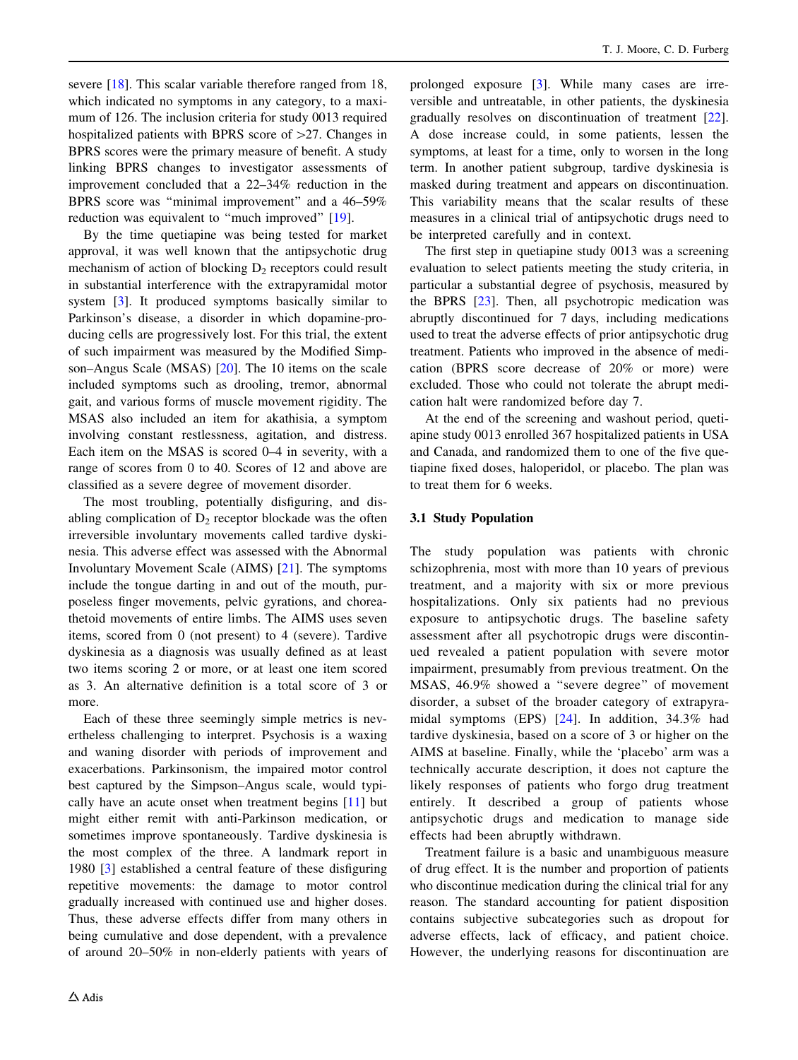severe [18]. This scalar variable therefore ranged from 18, which indicated no symptoms in any category, to a maximum of 126. The inclusion criteria for study 0013 required hospitalized patients with BPRS score of >27. Changes in BPRS scores were the primary measure of benefit. A study linking BPRS changes to investigator assessments of improvement concluded that a 22–34% reduction in the BPRS score was "minimal improvement" and a 46–59% reduction was equivalent to "much improved" [19].

By the time quetiapine was being tested for market approval, it was well known that the antipsychotic drug mechanism of action of blocking $D_2$ receptors could result in substantial interference with the extrapyramidal motor system [3]. It produced symptoms basically similar to Parkinson's disease, a disorder in which dopamine-producing cells are progressively lost. For this trial, the extent of such impairment was measured by the Modified Simpson–Angus Scale (MSAS) [20]. The 10 items on the scale included symptoms such as drooling, tremor, abnormal gait, and various forms of muscle movement rigidity. The MSAS also included an item for akathisia, a symptom involving constant restlessness, agitation, and distress. Each item on the MSAS is scored 0–4 in severity, with a range of scores from 0 to 40. Scores of 12 and above are classified as a severe degree of movement disorder.

The most troubling, potentially disfiguring, and disabling complication of $D_2$ receptor blockade was the often irreversible involuntary movements called tardive dyskinesia. This adverse effect was assessed with the Abnormal Involuntary Movement Scale (AIMS) [21]. The symptoms include the tongue darting in and out of the mouth, purposeless finger movements, pelvic gyrations, and choreathetoid movements of entire limbs. The AIMS uses seven items, scored from 0 (not present) to 4 (severe). Tardive dyskinesia as a diagnosis was usually defined as at least two items scoring 2 or more, or at least one item scored as 3. An alternative definition is a total score of 3 or more.

Each of these three seemingly simple metrics is nevertheless challenging to interpret. Psychosis is a waxing and waning disorder with periods of improvement and exacerbations. Parkinsonism, the impaired motor control best captured by the Simpson–Angus scale, would typically have an acute onset when treatment begins [11] but might either remit with anti-Parkinson medication, or sometimes improve spontaneously. Tardive dyskinesia is the most complex of the three. A landmark report in 1980 [3] established a central feature of these disfiguring repetitive movements: the damage to motor control gradually increased with continued use and higher doses. Thus, these adverse effects differ from many others in being cumulative and dose dependent, with a prevalence of around 20–50% in non-elderly patients with years of prolonged exposure [3]. While many cases are irreversible and untreatable, in other patients, the dyskinesia gradually resolves on discontinuation of treatment [22]. A dose increase could, in some patients, lessen the symptoms, at least for a time, only to worsen in the long term. In another patient subgroup, tardive dyskinesia is masked during treatment and appears on discontinuation. This variability means that the scalar results of these measures in a clinical trial of antipsychotic drugs need to be interpreted carefully and in context.

The first step in quetiapine study 0013 was a screening evaluation to select patients meeting the study criteria, in particular a substantial degree of psychosis, measured by the BPRS [23]. Then, all psychotropic medication was abruptly discontinued for 7 days, including medications used to treat the adverse effects of prior antipsychotic drug treatment. Patients who improved in the absence of medication (BPRS score decrease of 20% or more) were excluded. Those who could not tolerate the abrupt medication halt were randomized before day 7.

At the end of the screening and washout period, quetiapine study 0013 enrolled 367 hospitalized patients in USA and Canada, and randomized them to one of the five quetiapine fixed doses, haloperidol, or placebo. The plan was to treat them for 6 weeks.

### 3.1 Study Population

The study population was patients with chronic schizophrenia, most with more than 10 years of previous treatment, and a majority with six or more previous hospitalizations. Only six patients had no previous exposure to antipsychotic drugs. The baseline safety assessment after all psychotropic drugs were discontinued revealed a patient population with severe motor impairment, presumably from previous treatment. On the MSAS, 46.9% showed a "severe degree" of movement disorder, a subset of the broader category of extrapyramidal symptoms (EPS) [24]. In addition, 34.3% had tardive dyskinesia, based on a score of 3 or higher on the AIMS at baseline. Finally, while the 'placebo' arm was a technically accurate description, it does not capture the likely responses of patients who forgo drug treatment entirely. It described a group of patients whose antipsychotic drugs and medication to manage side effects had been abruptly withdrawn.

Treatment failure is a basic and unambiguous measure of drug effect. It is the number and proportion of patients who discontinue medication during the clinical trial for any reason. The standard accounting for patient disposition contains subjective subcategories such as dropout for adverse effects, lack of efficacy, and patient choice. However, the underlying reasons for discontinuation are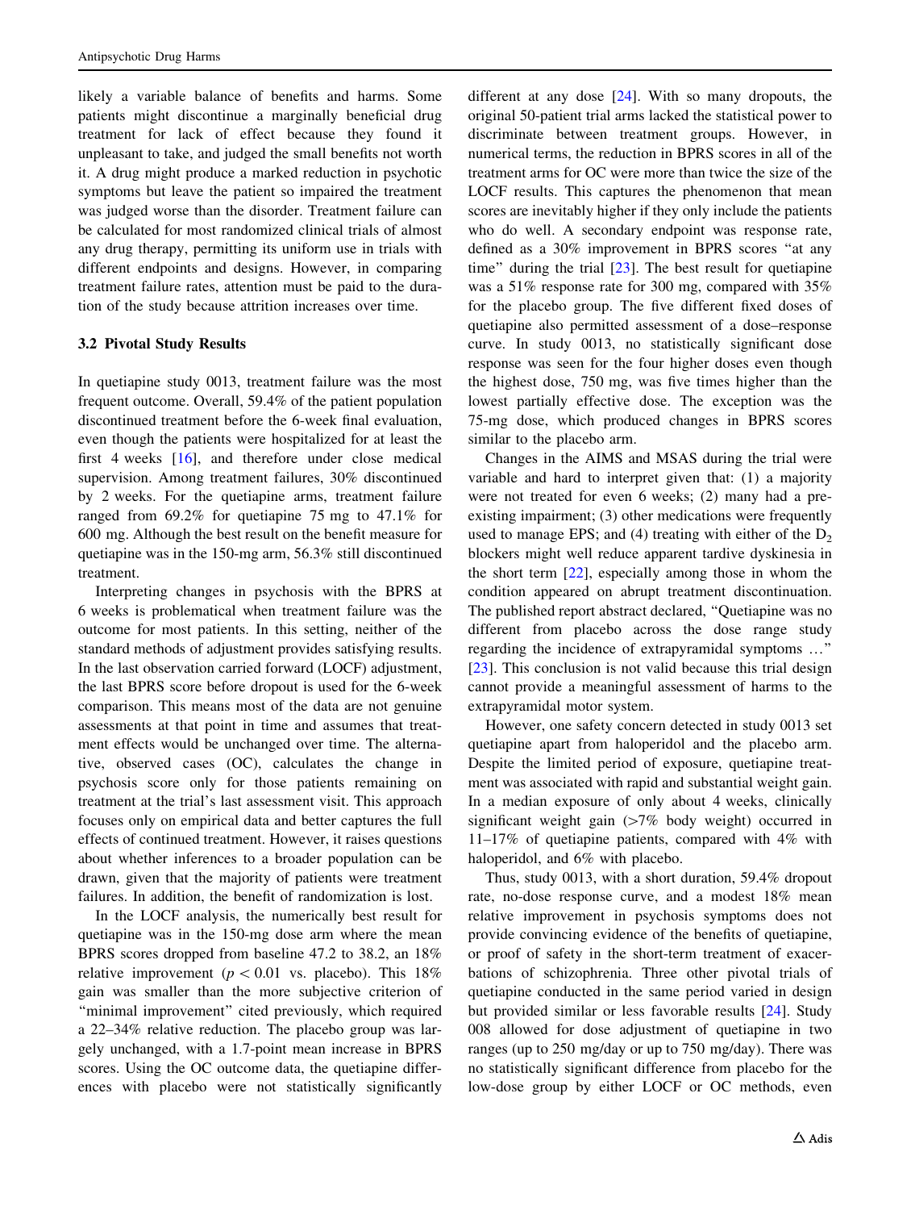likely a variable balance of benefits and harms. Some patients might discontinue a marginally beneficial drug treatment for lack of effect because they found it unpleasant to take, and judged the small benefits not worth it. A drug might produce a marked reduction in psychotic symptoms but leave the patient so impaired the treatment was judged worse than the disorder. Treatment failure can be calculated for most randomized clinical trials of almost any drug therapy, permitting its uniform use in trials with different endpoints and designs. However, in comparing treatment failure rates, attention must be paid to the duration of the study because attrition increases over time.

### 3.2 Pivotal Study Results

In quetiapine study 0013, treatment failure was the most frequent outcome. Overall, 59.4% of the patient population discontinued treatment before the 6-week final evaluation, even though the patients were hospitalized for at least the first 4 weeks [16], and therefore under close medical supervision. Among treatment failures, 30% discontinued by 2 weeks. For the quetiapine arms, treatment failure ranged from 69.2% for quetiapine 75 mg to 47.1% for 600 mg. Although the best result on the benefit measure for quetiapine was in the 150-mg arm, 56.3% still discontinued treatment.

Interpreting changes in psychosis with the BPRS at 6 weeks is problematical when treatment failure was the outcome for most patients. In this setting, neither of the standard methods of adjustment provides satisfying results. In the last observation carried forward (LOCF) adjustment, the last BPRS score before dropout is used for the 6-week comparison. This means most of the data are not genuine assessments at that point in time and assumes that treatment effects would be unchanged over time. The alternative, observed cases (OC), calculates the change in psychosis score only for those patients remaining on treatment at the trial's last assessment visit. This approach focuses only on empirical data and better captures the full effects of continued treatment. However, it raises questions about whether inferences to a broader population can be drawn, given that the majority of patients were treatment failures. In addition, the benefit of randomization is lost.

In the LOCF analysis, the numerically best result for quetiapine was in the 150-mg dose arm where the mean BPRS scores dropped from baseline 47.2 to 38.2, an 18% relative improvement ($p < 0.01$ vs. placebo). This 18% gain was smaller than the more subjective criterion of "minimal improvement" cited previously, which required a 22–34% relative reduction. The placebo group was largely unchanged, with a 1.7-point mean increase in BPRS scores. Using the OC outcome data, the quetiapine differences with placebo were not statistically significantly different at any dose [24]. With so many dropouts, the original 50-patient trial arms lacked the statistical power to discriminate between treatment groups. However, in numerical terms, the reduction in BPRS scores in all of the treatment arms for OC were more than twice the size of the LOCF results. This captures the phenomenon that mean scores are inevitably higher if they only include the patients who do well. A secondary endpoint was response rate, defined as a 30% improvement in BPRS scores "at any time" during the trial [23]. The best result for quetiapine was a 51% response rate for 300 mg, compared with 35% for the placebo group. The five different fixed doses of quetiapine also permitted assessment of a dose–response curve. In study 0013, no statistically significant dose response was seen for the four higher doses even though the highest dose, 750 mg, was five times higher than the lowest partially effective dose. The exception was the 75-mg dose, which produced changes in BPRS scores similar to the placebo arm.

Changes in the AIMS and MSAS during the trial were variable and hard to interpret given that: (1) a majority were not treated for even 6 weeks; (2) many had a preexisting impairment; (3) other medications were frequently used to manage EPS; and (4) treating with either of the $D_2$ blockers might well reduce apparent tardive dyskinesia in the short term [22], especially among those in whom the condition appeared on abrupt treatment discontinuation. The published report abstract declared, "Quetiapine was no different from placebo across the dose range study regarding the incidence of extrapyramidal symptoms …" [23]. This conclusion is not valid because this trial design cannot provide a meaningful assessment of harms to the extrapyramidal motor system.

However, one safety concern detected in study 0013 set quetiapine apart from haloperidol and the placebo arm. Despite the limited period of exposure, quetiapine treatment was associated with rapid and substantial weight gain. In a median exposure of only about 4 weeks, clinically significant weight gain (>7% body weight) occurred in 11–17% of quetiapine patients, compared with 4% with haloperidol, and 6% with placebo.

Thus, study 0013, with a short duration, 59.4% dropout rate, no-dose response curve, and a modest 18% mean relative improvement in psychosis symptoms does not provide convincing evidence of the benefits of quetiapine, or proof of safety in the short-term treatment of exacerbations of schizophrenia. Three other pivotal trials of quetiapine conducted in the same period varied in design but provided similar or less favorable results [24]. Study 008 allowed for dose adjustment of quetiapine in two ranges (up to 250 mg/day or up to 750 mg/day). There was no statistically significant difference from placebo for the low-dose group by either LOCF or OC methods, even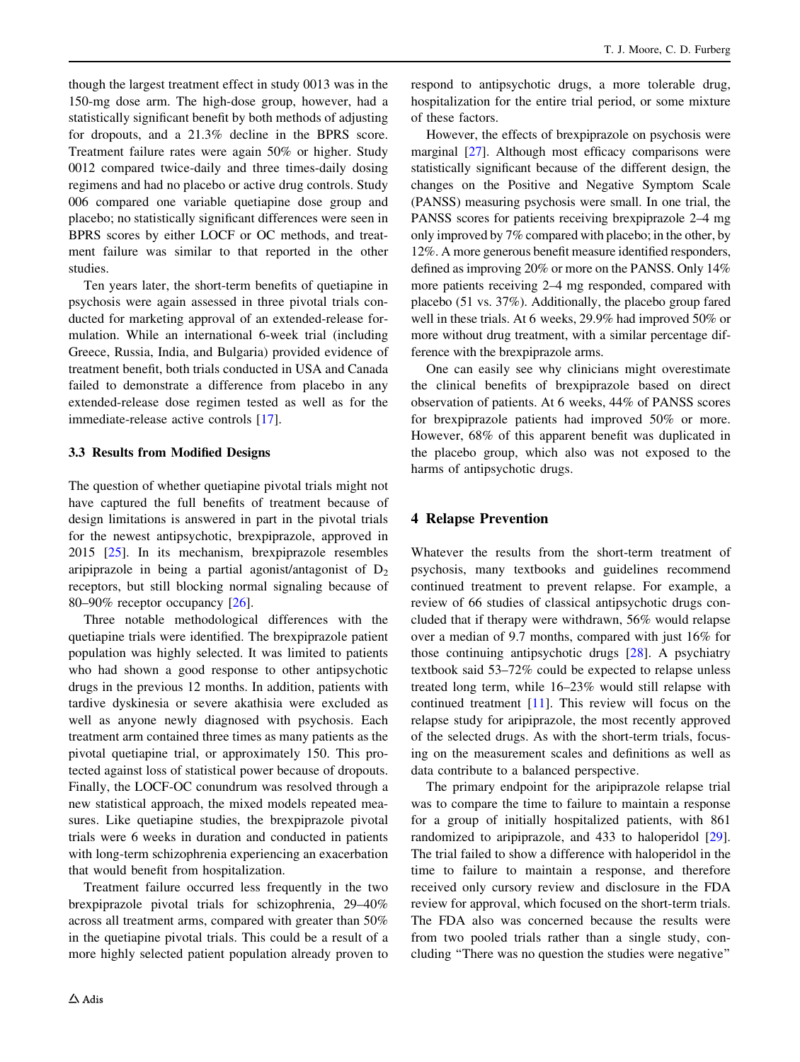though the largest treatment effect in study 0013 was in the 150-mg dose arm. The high-dose group, however, had a statistically significant benefit by both methods of adjusting for dropouts, and a 21.3% decline in the BPRS score. Treatment failure rates were again 50% or higher. Study 0012 compared twice-daily and three times-daily dosing regimens and had no placebo or active drug controls. Study 006 compared one variable quetiapine dose group and placebo; no statistically significant differences were seen in BPRS scores by either LOCF or OC methods, and treatment failure was similar to that reported in the other studies.

Ten years later, the short-term benefits of quetiapine in psychosis were again assessed in three pivotal trials conducted for marketing approval of an extended-release formulation. While an international 6-week trial (including Greece, Russia, India, and Bulgaria) provided evidence of treatment benefit, both trials conducted in USA and Canada failed to demonstrate a difference from placebo in any extended-release dose regimen tested as well as for the immediate-release active controls [17].

### 3.3 Results from Modified Designs

The question of whether quetiapine pivotal trials might not have captured the full benefits of treatment because of design limitations is answered in part in the pivotal trials for the newest antipsychotic, brexpiprazole, approved in 2015 [25]. In its mechanism, brexpiprazole resembles aripiprazole in being a partial agonist/antagonist of $D_2$ receptors, but still blocking normal signaling because of 80–90% receptor occupancy [26].

Three notable methodological differences with the quetiapine trials were identified. The brexpiprazole patient population was highly selected. It was limited to patients who had shown a good response to other antipsychotic drugs in the previous 12 months. In addition, patients with tardive dyskinesia or severe akathisia were excluded as well as anyone newly diagnosed with psychosis. Each treatment arm contained three times as many patients as the pivotal quetiapine trial, or approximately 150. This protected against loss of statistical power because of dropouts. Finally, the LOCF-OC conundrum was resolved through a new statistical approach, the mixed models repeated measures. Like quetiapine studies, the brexpiprazole pivotal trials were 6 weeks in duration and conducted in patients with long-term schizophrenia experiencing an exacerbation that would benefit from hospitalization.

Treatment failure occurred less frequently in the two brexpiprazole pivotal trials for schizophrenia, 29–40% across all treatment arms, compared with greater than 50% in the quetiapine pivotal trials. This could be a result of a more highly selected patient population already proven to respond to antipsychotic drugs, a more tolerable drug, hospitalization for the entire trial period, or some mixture of these factors.

However, the effects of brexpiprazole on psychosis were marginal [27]. Although most efficacy comparisons were statistically significant because of the different design, the changes on the Positive and Negative Symptom Scale (PANSS) measuring psychosis were small. In one trial, the PANSS scores for patients receiving brexpiprazole 2–4 mg only improved by 7% compared with placebo; in the other, by 12%. A more generous benefit measure identified responders, defined as improving 20% or more on the PANSS. Only 14% more patients receiving 2–4 mg responded, compared with placebo (51 vs. 37%). Additionally, the placebo group fared well in these trials. At 6 weeks, 29.9% had improved 50% or more without drug treatment, with a similar percentage difference with the brexpiprazole arms.

One can easily see why clinicians might overestimate the clinical benefits of brexpiprazole based on direct observation of patients. At 6 weeks, 44% of PANSS scores for brexpiprazole patients had improved 50% or more. However, 68% of this apparent benefit was duplicated in the placebo group, which also was not exposed to the harms of antipsychotic drugs.

## 4 Relapse Prevention

Whatever the results from the short-term treatment of psychosis, many textbooks and guidelines recommend continued treatment to prevent relapse. For example, a review of 66 studies of classical antipsychotic drugs concluded that if therapy were withdrawn, 56% would relapse over a median of 9.7 months, compared with just 16% for those continuing antipsychotic drugs [28]. A psychiatry textbook said 53–72% could be expected to relapse unless treated long term, while 16–23% would still relapse with continued treatment [11]. This review will focus on the relapse study for aripiprazole, the most recently approved of the selected drugs. As with the short-term trials, focusing on the measurement scales and definitions as well as data contribute to a balanced perspective.

The primary endpoint for the aripiprazole relapse trial was to compare the time to failure to maintain a response for a group of initially hospitalized patients, with 861 randomized to aripiprazole, and 433 to haloperidol [29]. The trial failed to show a difference with haloperidol in the time to failure to maintain a response, and therefore received only cursory review and disclosure in the FDA review for approval, which focused on the short-term trials. The FDA also was concerned because the results were from two pooled trials rather than a single study, concluding "There was no question the studies were negative"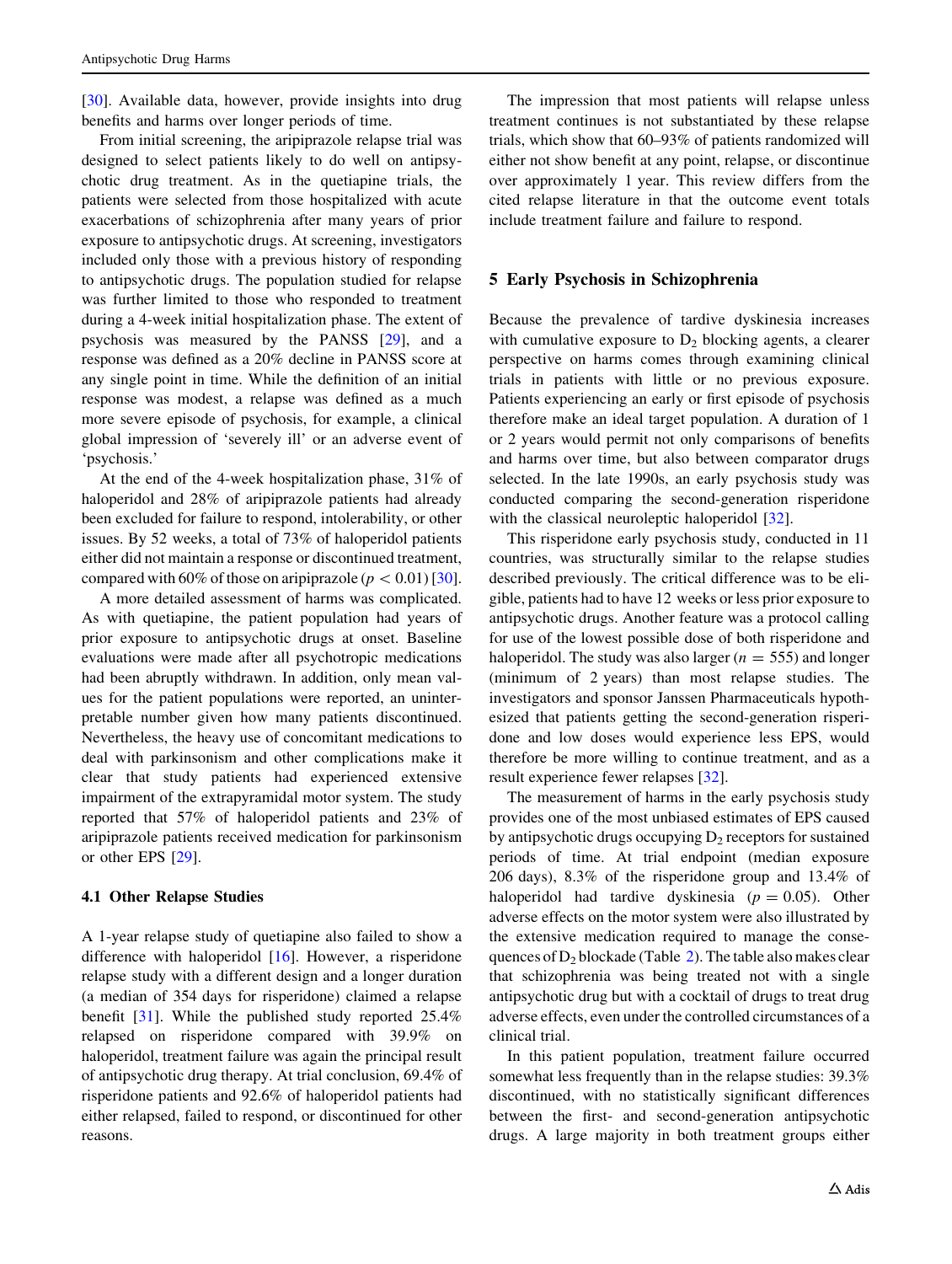[30]. Available data, however, provide insights into drug benefits and harms over longer periods of time.

From initial screening, the aripiprazole relapse trial was designed to select patients likely to do well on antipsychotic drug treatment. As in the quetiapine trials, the patients were selected from those hospitalized with acute exacerbations of schizophrenia after many years of prior exposure to antipsychotic drugs. At screening, investigators included only those with a previous history of responding to antipsychotic drugs. The population studied for relapse was further limited to those who responded to treatment during a 4-week initial hospitalization phase. The extent of psychosis was measured by the PANSS [29], and a response was defined as a 20% decline in PANSS score at any single point in time. While the definition of an initial response was modest, a relapse was defined as a much more severe episode of psychosis, for example, a clinical global impression of 'severely ill' or an adverse event of 'psychosis.'

At the end of the 4-week hospitalization phase, 31% of haloperidol and 28% of aripiprazole patients had already been excluded for failure to respond, intolerability, or other issues. By 52 weeks, a total of 73% of haloperidol patients either did not maintain a response or discontinued treatment, compared with 60% of those on aripiprazole ($p < 0.01$) [30].

A more detailed assessment of harms was complicated. As with quetiapine, the patient population had years of prior exposure to antipsychotic drugs at onset. Baseline evaluations were made after all psychotropic medications had been abruptly withdrawn. In addition, only mean values for the patient populations were reported, an uninterpretable number given how many patients discontinued. Nevertheless, the heavy use of concomitant medications to deal with parkinsonism and other complications make it clear that study patients had experienced extensive impairment of the extrapyramidal motor system. The study reported that 57% of haloperidol patients and 23% of aripiprazole patients received medication for parkinsonism or other EPS [29].

### 4.1 Other Relapse Studies

A 1-year relapse study of quetiapine also failed to show a difference with haloperidol [16]. However, a risperidone relapse study with a different design and a longer duration (a median of 354 days for risperidone) claimed a relapse benefit [31]. While the published study reported 25.4% relapsed on risperidone compared with 39.9% on haloperidol, treatment failure was again the principal result of antipsychotic drug therapy. At trial conclusion, 69.4% of risperidone patients and 92.6% of haloperidol patients had either relapsed, failed to respond, or discontinued for other reasons.

The impression that most patients will relapse unless treatment continues is not substantiated by these relapse trials, which show that 60–93% of patients randomized will either not show benefit at any point, relapse, or discontinue over approximately 1 year. This review differs from the cited relapse literature in that the outcome event totals include treatment failure and failure to respond.

## 5 Early Psychosis in Schizophrenia

Because the prevalence of tardive dyskinesia increases with cumulative exposure to $D_2$ blocking agents, a clearer perspective on harms comes through examining clinical trials in patients with little or no previous exposure. Patients experiencing an early or first episode of psychosis therefore make an ideal target population. A duration of 1 or 2 years would permit not only comparisons of benefits and harms over time, but also between comparator drugs selected. In the late 1990s, an early psychosis study was conducted comparing the second-generation risperidone with the classical neuroleptic haloperidol [32].

This risperidone early psychosis study, conducted in 11 countries, was structurally similar to the relapse studies described previously. The critical difference was to be eligible, patients had to have 12 weeks or less prior exposure to antipsychotic drugs. Another feature was a protocol calling for use of the lowest possible dose of both risperidone and haloperidol. The study was also larger ($n = 555$) and longer (minimum of 2 years) than most relapse studies. The investigators and sponsor Janssen Pharmaceuticals hypothesized that patients getting the second-generation risperidone and low doses would experience less EPS, would therefore be more willing to continue treatment, and as a result experience fewer relapses [32].

The measurement of harms in the early psychosis study provides one of the most unbiased estimates of EPS caused by antipsychotic drugs occupying $D_2$ receptors for sustained periods of time. At trial endpoint (median exposure 206 days), 8.3% of the risperidone group and 13.4% of haloperidol had tardive dyskinesia ($p = 0.05$). Other adverse effects on the motor system were also illustrated by the extensive medication required to manage the consequences of $D_2$ blockade (Table 2). The table also makes clear that schizophrenia was being treated not with a single antipsychotic drug but with a cocktail of drugs to treat drug adverse effects, even under the controlled circumstances of a clinical trial.

In this patient population, treatment failure occurred somewhat less frequently than in the relapse studies: 39.3% discontinued, with no statistically significant differences between the first- and second-generation antipsychotic drugs. A large majority in both treatment groups either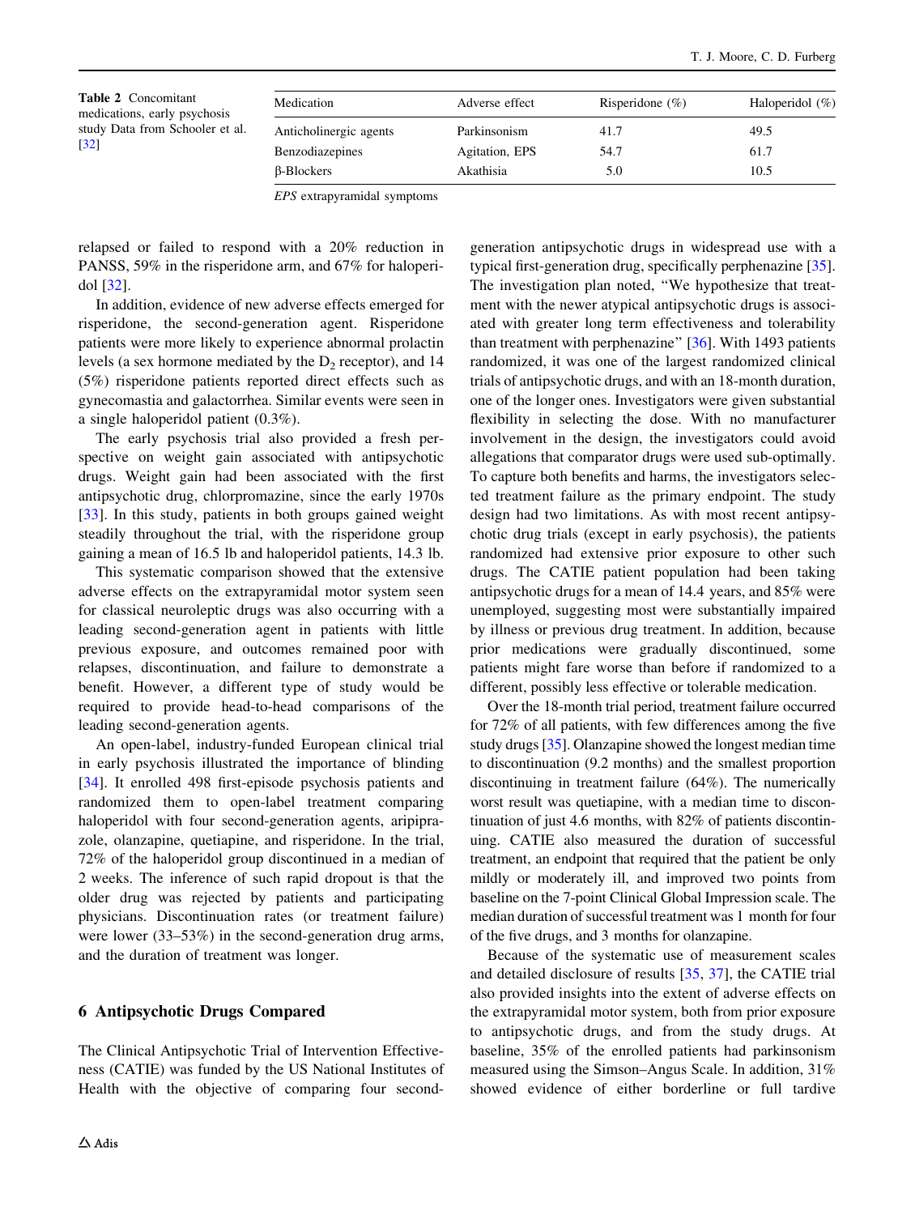Table 2 Concomitant medications, early psychosis study Data from Schooler et al. [32]

| Medication | Adverse effect | Risperidone (%) | Haloperidol (%) |
|---|---|---|---|
| Anticholinergic agents | Parkinsonism | 41.7 | 49.5 |
| Benzodiazepines | Agitation, EPS | 54.7 | 61.7 |
| β-Blockers | Akathisia | 5.0 | 10.5 |

*EPS* extrapyramidal symptoms

relapsed or failed to respond with a 20% reduction in PANSS, 59% in the risperidone arm, and 67% for haloperidol [32].

In addition, evidence of new adverse effects emerged for risperidone, the second-generation agent. Risperidone patients were more likely to experience abnormal prolactin levels (a sex hormone mediated by the $D_2$ receptor), and 14 (5%) risperidone patients reported direct effects such as gynecomastia and galactorrhea. Similar events were seen in a single haloperidol patient (0.3%).

The early psychosis trial also provided a fresh perspective on weight gain associated with antipsychotic drugs. Weight gain had been associated with the first antipsychotic drug, chlorpromazine, since the early 1970s [33]. In this study, patients in both groups gained weight steadily throughout the trial, with the risperidone group gaining a mean of 16.5 lb and haloperidol patients, 14.3 lb.

This systematic comparison showed that the extensive adverse effects on the extrapyramidal motor system seen for classical neuroleptic drugs was also occurring with a leading second-generation agent in patients with little previous exposure, and outcomes remained poor with relapses, discontinuation, and failure to demonstrate a benefit. However, a different type of study would be required to provide head-to-head comparisons of the leading second-generation agents.

An open-label, industry-funded European clinical trial in early psychosis illustrated the importance of blinding [34]. It enrolled 498 first-episode psychosis patients and randomized them to open-label treatment comparing haloperidol with four second-generation agents, aripiprazole, olanzapine, quetiapine, and risperidone. In the trial, 72% of the haloperidol group discontinued in a median of 2 weeks. The inference of such rapid dropout is that the older drug was rejected by patients and participating physicians. Discontinuation rates (or treatment failure) were lower (33–53%) in the second-generation drug arms, and the duration of treatment was longer.

## 6 Antipsychotic Drugs Compared

The Clinical Antipsychotic Trial of Intervention Effectiveness (CATIE) was funded by the US National Institutes of Health with the objective of comparing four second-generation antipsychotic drugs in widespread use with a typical first-generation drug, specifically perphenazine [35]. The investigation plan noted, "We hypothesize that treatment with the newer atypical antipsychotic drugs is associated with greater long term effectiveness and tolerability than treatment with perphenazine" [36]. With 1493 patients randomized, it was one of the largest randomized clinical trials of antipsychotic drugs, and with an 18-month duration, one of the longer ones. Investigators were given substantial flexibility in selecting the dose. With no manufacturer involvement in the design, the investigators could avoid allegations that comparator drugs were used sub-optimally. To capture both benefits and harms, the investigators selected treatment failure as the primary endpoint. The study design had two limitations. As with most recent antipsychotic drug trials (except in early psychosis), the patients randomized had extensive prior exposure to other such drugs. The CATIE patient population had been taking antipsychotic drugs for a mean of 14.4 years, and 85% were unemployed, suggesting most were substantially impaired by illness or previous drug treatment. In addition, because prior medications were gradually discontinued, some patients might fare worse than before if randomized to a different, possibly less effective or tolerable medication.

Over the 18-month trial period, treatment failure occurred for 72% of all patients, with few differences among the five study drugs [35]. Olanzapine showed the longest median time to discontinuation (9.2 months) and the smallest proportion discontinuing in treatment failure (64%). The numerically worst result was quetiapine, with a median time to discontinuation of just 4.6 months, with 82% of patients discontinuing. CATIE also measured the duration of successful treatment, an endpoint that required that the patient be only mildly or moderately ill, and improved two points from baseline on the 7-point Clinical Global Impression scale. The median duration of successful treatment was 1 month for four of the five drugs, and 3 months for olanzapine.

Because of the systematic use of measurement scales and detailed disclosure of results [35, 37], the CATIE trial also provided insights into the extent of adverse effects on the extrapyramidal motor system, both from prior exposure to antipsychotic drugs, and from the study drugs. At baseline, 35% of the enrolled patients had parkinsonism measured using the Simson–Angus Scale. In addition, 31% showed evidence of either borderline or full tardive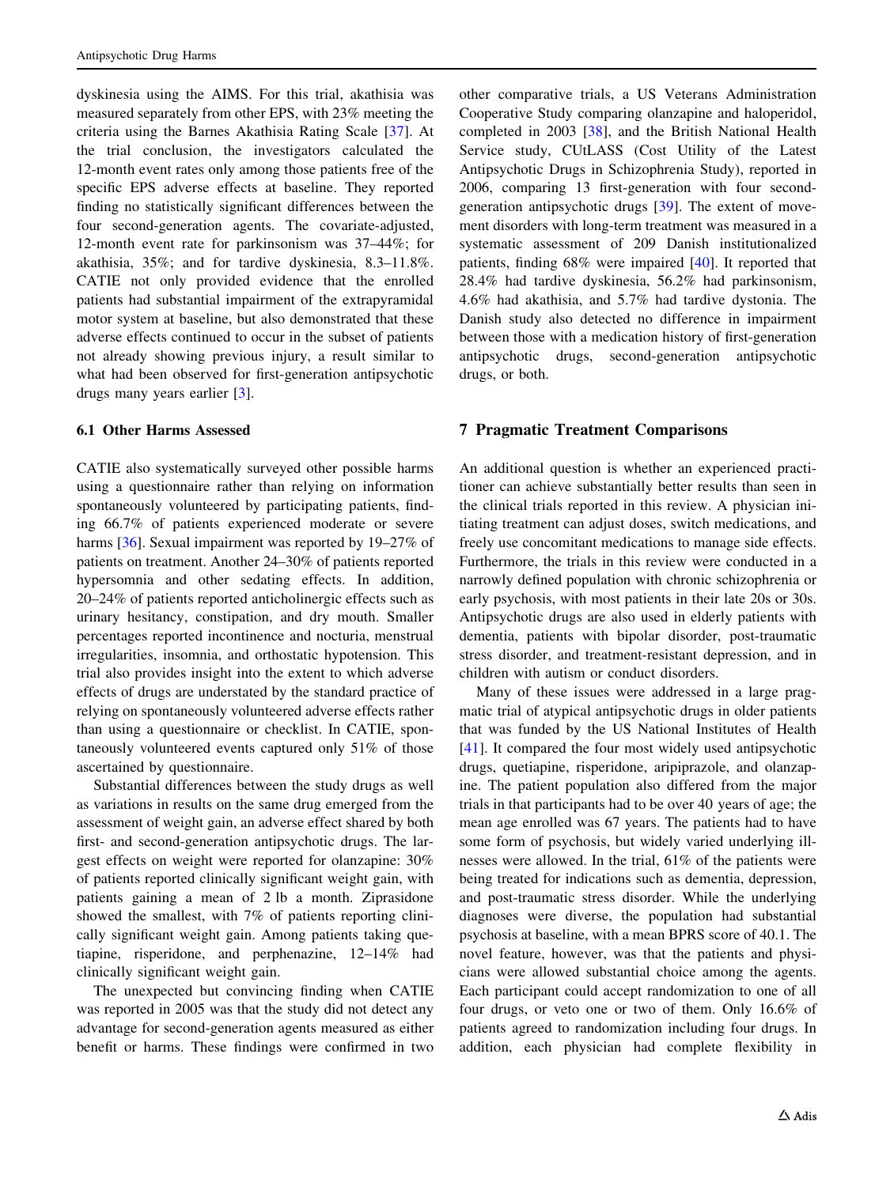dyskinesia using the AIMS. For this trial, akathisia was measured separately from other EPS, with 23% meeting the criteria using the Barnes Akathisia Rating Scale [37]. At the trial conclusion, the investigators calculated the 12-month event rates only among those patients free of the specific EPS adverse effects at baseline. They reported finding no statistically significant differences between the four second-generation agents. The covariate-adjusted, 12-month event rate for parkinsonism was 37–44%; for akathisia, 35%; and for tardive dyskinesia, 8.3–11.8%. CATIE not only provided evidence that the enrolled patients had substantial impairment of the extrapyramidal motor system at baseline, but also demonstrated that these adverse effects continued to occur in the subset of patients not already showing previous injury, a result similar to what had been observed for first-generation antipsychotic drugs many years earlier [3].

### 6.1 Other Harms Assessed

CATIE also systematically surveyed other possible harms using a questionnaire rather than relying on information spontaneously volunteered by participating patients, finding 66.7% of patients experienced moderate or severe harms [36]. Sexual impairment was reported by 19–27% of patients on treatment. Another 24–30% of patients reported hypersomnia and other sedating effects. In addition, 20–24% of patients reported anticholinergic effects such as urinary hesitancy, constipation, and dry mouth. Smaller percentages reported incontinence and nocturia, menstrual irregularities, insomnia, and orthostatic hypotension. This trial also provides insight into the extent to which adverse effects of drugs are understated by the standard practice of relying on spontaneously volunteered adverse effects rather than using a questionnaire or checklist. In CATIE, spontaneously volunteered events captured only 51% of those ascertained by questionnaire.

Substantial differences between the study drugs as well as variations in results on the same drug emerged from the assessment of weight gain, an adverse effect shared by both first- and second-generation antipsychotic drugs. The largest effects on weight were reported for olanzapine: 30% of patients reported clinically significant weight gain, with patients gaining a mean of 2 lb a month. Ziprasidone showed the smallest, with 7% of patients reporting clinically significant weight gain. Among patients taking quetiapine, risperidone, and perphenazine, 12–14% had clinically significant weight gain.

The unexpected but convincing finding when CATIE was reported in 2005 was that the study did not detect any advantage for second-generation agents measured as either benefit or harms. These findings were confirmed in two other comparative trials, a US Veterans Administration Cooperative Study comparing olanzapine and haloperidol, completed in 2003 [38], and the British National Health Service study, CUtLASS (Cost Utility of the Latest Antipsychotic Drugs in Schizophrenia Study), reported in 2006, comparing 13 first-generation with four second-generation antipsychotic drugs [39]. The extent of movement disorders with long-term treatment was measured in a systematic assessment of 209 Danish institutionalized patients, finding 68% were impaired [40]. It reported that 28.4% had tardive dyskinesia, 56.2% had parkinsonism, 4.6% had akathisia, and 5.7% had tardive dystonia. The Danish study also detected no difference in impairment between those with a medication history of first-generation antipsychotic drugs, second-generation antipsychotic drugs, or both.

## 7 Pragmatic Treatment Comparisons

An additional question is whether an experienced practitioner can achieve substantially better results than seen in the clinical trials reported in this review. A physician initiating treatment can adjust doses, switch medications, and freely use concomitant medications to manage side effects. Furthermore, the trials in this review were conducted in a narrowly defined population with chronic schizophrenia or early psychosis, with most patients in their late 20s or 30s. Antipsychotic drugs are also used in elderly patients with dementia, patients with bipolar disorder, post-traumatic stress disorder, and treatment-resistant depression, and in children with autism or conduct disorders.

Many of these issues were addressed in a large pragmatic trial of atypical antipsychotic drugs in older patients that was funded by the US National Institutes of Health [41]. It compared the four most widely used antipsychotic drugs, quetiapine, risperidone, aripiprazole, and olanzapine. The patient population also differed from the major trials in that participants had to be over 40 years of age; the mean age enrolled was 67 years. The patients had to have some form of psychosis, but widely varied underlying illnesses were allowed. In the trial, 61% of the patients were being treated for indications such as dementia, depression, and post-traumatic stress disorder. While the underlying diagnoses were diverse, the population had substantial psychosis at baseline, with a mean BPRS score of 40.1. The novel feature, however, was that the patients and physicians were allowed substantial choice among the agents. Each participant could accept randomization to one of all four drugs, or veto one or two of them. Only 16.6% of patients agreed to randomization including four drugs. In addition, each physician had complete flexibility in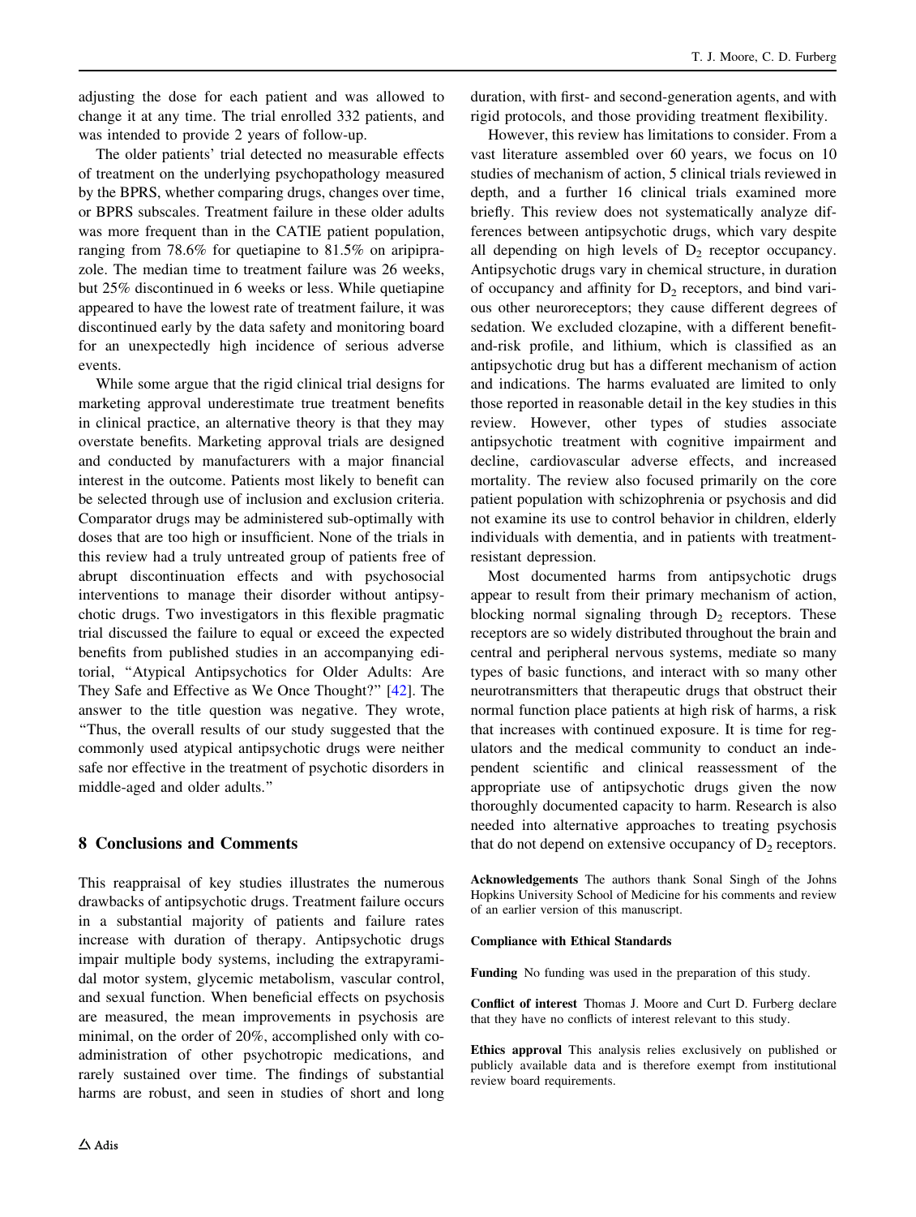adjusting the dose for each patient and was allowed to change it at any time. The trial enrolled 332 patients, and was intended to provide 2 years of follow-up.

The older patients' trial detected no measurable effects of treatment on the underlying psychopathology measured by the BPRS, whether comparing drugs, changes over time, or BPRS subscales. Treatment failure in these older adults was more frequent than in the CATIE patient population, ranging from 78.6% for quetiapine to 81.5% on aripiprazole. The median time to treatment failure was 26 weeks, but 25% discontinued in 6 weeks or less. While quetiapine appeared to have the lowest rate of treatment failure, it was discontinued early by the data safety and monitoring board for an unexpectedly high incidence of serious adverse events.

While some argue that the rigid clinical trial designs for marketing approval underestimate true treatment benefits in clinical practice, an alternative theory is that they may overstate benefits. Marketing approval trials are designed and conducted by manufacturers with a major financial interest in the outcome. Patients most likely to benefit can be selected through use of inclusion and exclusion criteria. Comparator drugs may be administered sub-optimally with doses that are too high or insufficient. None of the trials in this review had a truly untreated group of patients free of abrupt discontinuation effects and with psychosocial interventions to manage their disorder without antipsychotic drugs. Two investigators in this flexible pragmatic trial discussed the failure to equal or exceed the expected benefits from published studies in an accompanying editorial, "Atypical Antipsychotics for Older Adults: Are They Safe and Effective as We Once Thought?" [42]. The answer to the title question was negative. They wrote, "Thus, the overall results of our study suggested that the commonly used atypical antipsychotic drugs were neither safe nor effective in the treatment of psychotic disorders in middle-aged and older adults."

## 8 Conclusions and Comments

This reappraisal of key studies illustrates the numerous drawbacks of antipsychotic drugs. Treatment failure occurs in a substantial majority of patients and failure rates increase with duration of therapy. Antipsychotic drugs impair multiple body systems, including the extrapyramidal motor system, glycemic metabolism, vascular control, and sexual function. When beneficial effects on psychosis are measured, the mean improvements in psychosis are minimal, on the order of 20%, accomplished only with co-administration of other psychotropic medications, and rarely sustained over time. The findings of substantial harms are robust, and seen in studies of short and long duration, with first- and second-generation agents, and with rigid protocols, and those providing treatment flexibility.

However, this review has limitations to consider. From a vast literature assembled over 60 years, we focus on 10 studies of mechanism of action, 5 clinical trials reviewed in depth, and a further 16 clinical trials examined more briefly. This review does not systematically analyze differences between antipsychotic drugs, which vary despite all depending on high levels of $D_2$ receptor occupancy. Antipsychotic drugs vary in chemical structure, in duration of occupancy and affinity for $D_2$ receptors, and bind various other neuroreceptors; they cause different degrees of sedation. We excluded clozapine, with a different benefit-and-risk profile, and lithium, which is classified as an antipsychotic drug but has a different mechanism of action and indications. The harms evaluated are limited to only those reported in reasonable detail in the key studies in this review. However, other types of studies associate antipsychotic treatment with cognitive impairment and decline, cardiovascular adverse effects, and increased mortality. The review also focused primarily on the core patient population with schizophrenia or psychosis and did not examine its use to control behavior in children, elderly individuals with dementia, and in patients with treatment-resistant depression.

Most documented harms from antipsychotic drugs appear to result from their primary mechanism of action, blocking normal signaling through $D_2$ receptors. These receptors are so widely distributed throughout the brain and central and peripheral nervous systems, mediate so many types of basic functions, and interact with so many other neurotransmitters that therapeutic drugs that obstruct their normal function place patients at high risk of harms, a risk that increases with continued exposure. It is time for regulators and the medical community to conduct an independent scientific and clinical reassessment of the appropriate use of antipsychotic drugs given the now thoroughly documented capacity to harm. Research is also needed into alternative approaches to treating psychosis that do not depend on extensive occupancy of $D_2$ receptors.

**Acknowledgements** The authors thank Sonal Singh of the Johns Hopkins University School of Medicine for his comments and review of an earlier version of this manuscript.

**Compliance with Ethical Standards**

**Funding** No funding was used in the preparation of this study.

**Conflict of interest** Thomas J. Moore and Curt D. Furberg declare that they have no conflicts of interest relevant to this study.

**Ethics approval** This analysis relies exclusively on published or publicly available data and is therefore exempt from institutional review board requirements.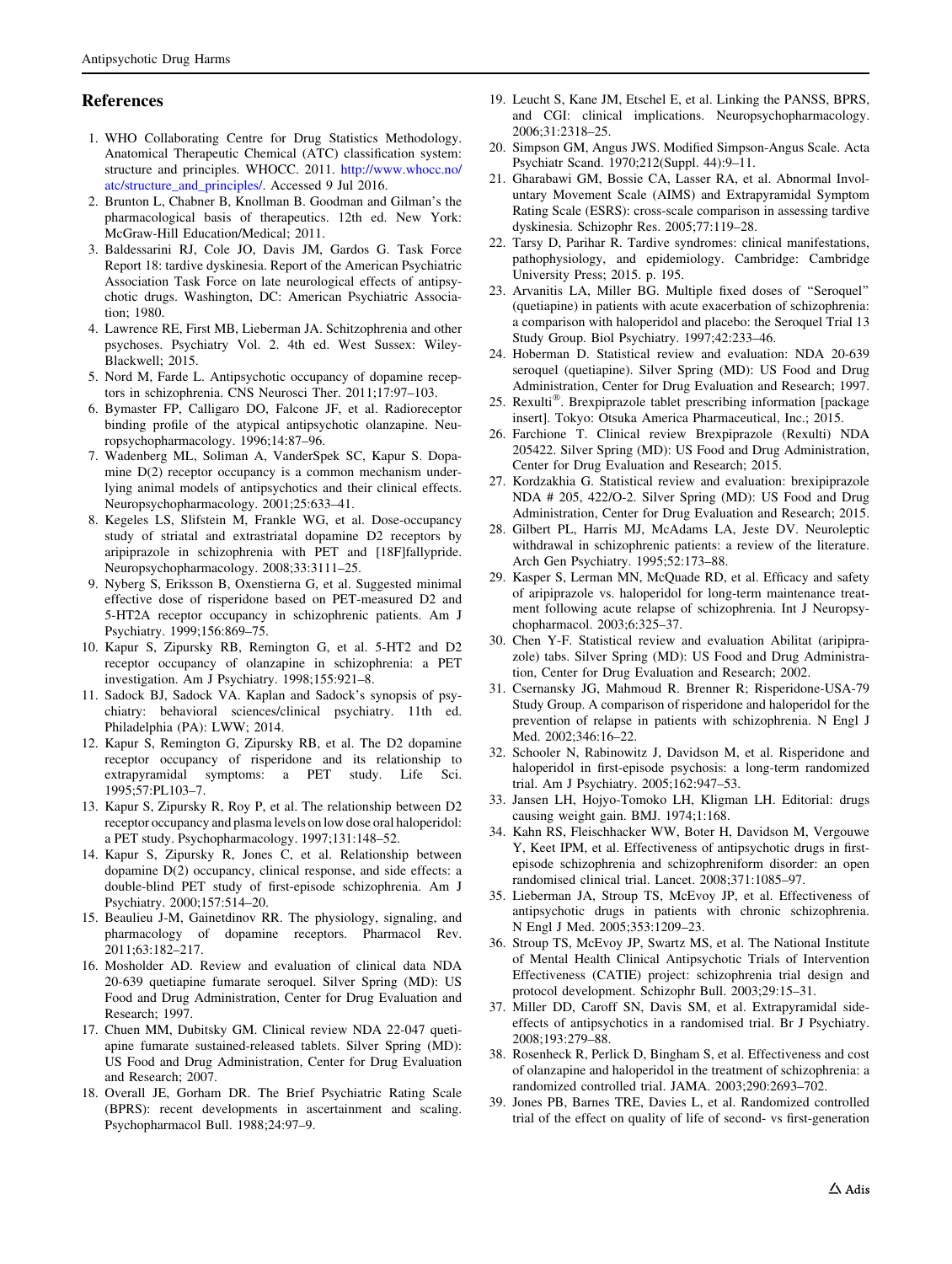## References

1. WHO Collaborating Centre for Drug Statistics Methodology. Anatomical Therapeutic Chemical (ATC) classification system: structure and principles. WHOCC. 2011. http://www.whocc.no/atc/structure_and_principles/. Accessed 9 Jul 2016.
2. Brunton L, Chabner B, Knollman B. Goodman and Gilman's the pharmacological basis of therapeutics. 12th ed. New York: McGraw-Hill Education/Medical; 2011.
3. Baldessarini RJ, Cole JO, Davis JM, Gardos G. Task Force Report 18: tardive dyskinesia. Report of the American Psychiatric Association Task Force on late neurological effects of antipsychotic drugs. Washington, DC: American Psychiatric Association; 1980.
4. Lawrence RE, First MB, Lieberman JA. Schitzophrenia and other psychoses. Psychiatry Vol. 2. 4th ed. West Sussex: Wiley-Blackwell; 2015.
5. Nord M, Farde L. Antipsychotic occupancy of dopamine receptors in schizophrenia. CNS Neurosci Ther. 2011;17:97–103.
6. Bymaster FP, Calligaro DO, Falcone JF, et al. Radioreceptor binding profile of the atypical antipsychotic olanzapine. Neuropsychopharmacology. 1996;14:87–96.
7. Wadenberg ML, Soliman A, VanderSpek SC, Kapur S. Dopamine D(2) receptor occupancy is a common mechanism underlying animal models of antipsychotics and their clinical effects. Neuropsychopharmacology. 2001;25:633–41.
8. Kegeles LS, Slifstein M, Frankle WG, et al. Dose-occupancy study of striatal and extrastriatal dopamine D2 receptors by aripiprazole in schizophrenia with PET and [18F]fallypride. Neuropsychopharmacology. 2008;33:3111–25.
9. Nyberg S, Eriksson B, Oxenstierna G, et al. Suggested minimal effective dose of risperidone based on PET-measured D2 and 5-HT2A receptor occupancy in schizophrenic patients. Am J Psychiatry. 1999;156:869–75.
10. Kapur S, Zipursky RB, Remington G, et al. 5-HT2 and D2 receptor occupancy of olanzapine in schizophrenia: a PET investigation. Am J Psychiatry. 1998;155:921–8.
11. Sadock BJ, Sadock VA. Kaplan and Sadock's synopsis of psychiatry: behavioral sciences/clinical psychiatry. 11th ed. Philadelphia (PA): LWW; 2014.
12. Kapur S, Remington G, Zipursky RB, et al. The D2 dopamine receptor occupancy of risperidone and its relationship to extrapyramidal symptoms: a PET study. Life Sci. 1995;57:PL103–7.
13. Kapur S, Zipursky R, Roy P, et al. The relationship between D2 receptor occupancy and plasma levels on low dose oral haloperidol: a PET study. Psychopharmacology. 1997;131:148–52.
14. Kapur S, Zipursky R, Jones C, et al. Relationship between dopamine D(2) occupancy, clinical response, and side effects: a double-blind PET study of first-episode schizophrenia. Am J Psychiatry. 2000;157:514–20.
15. Beaulieu J-M, Gainetdinov RR. The physiology, signaling, and pharmacology of dopamine receptors. Pharmacol Rev. 2011;63:182–217.
16. Mosholder AD. Review and evaluation of clinical data NDA 20-639 quetiapine fumarate seroquel. Silver Spring (MD): US Food and Drug Administration, Center for Drug Evaluation and Research; 1997.
17. Chuen MM, Dubitsky GM. Clinical review NDA 22-047 quetiapine fumarate sustained-released tablets. Silver Spring (MD): US Food and Drug Administration, Center for Drug Evaluation and Research; 2007.
18. Overall JE, Gorham DR. The Brief Psychiatric Rating Scale (BPRS): recent developments in ascertainment and scaling. Psychopharmacol Bull. 1988;24:97–9.
19. Leucht S, Kane JM, Etschel E, et al. Linking the PANSS, BPRS, and CGI: clinical implications. Neuropsychopharmacology. 2006;31:2318–25.
20. Simpson GM, Angus JWS. Modified Simpson-Angus Scale. Acta Psychiatr Scand. 1970;212(Suppl. 44):9–11.
21. Gharabawi GM, Bossie CA, Lasser RA, et al. Abnormal Involuntary Movement Scale (AIMS) and Extrapyramidal Symptom Rating Scale (ESRS): cross-scale comparison in assessing tardive dyskinesia. Schizophr Res. 2005;77:119–28.
22. Tarsy D, Parihar R. Tardive syndromes: clinical manifestations, pathophysiology, and epidemiology. Cambridge: Cambridge University Press; 2015. p. 195.
23. Arvanitis LA, Miller BG. Multiple fixed doses of "Seroquel" (quetiapine) in patients with acute exacerbation of schizophrenia: a comparison with haloperidol and placebo: the Seroquel Trial 13 Study Group. Biol Psychiatry. 1997;42:233–46.
24. Hoberman D. Statistical review and evaluation: NDA 20-639 seroquel (quetiapine). Silver Spring (MD): US Food and Drug Administration, Center for Drug Evaluation and Research; 1997.
25. Rexulti®. Brexpiprazole tablet prescribing information [package insert]. Tokyo: Otsuka America Pharmaceutical, Inc.; 2015.
26. Farchione T. Clinical review Brexpiprazole (Rexulti) NDA 205422. Silver Spring (MD): US Food and Drug Administration, Center for Drug Evaluation and Research; 2015.
27. Kordzakhia G. Statistical review and evaluation: brexipiprazole NDA # 205, 422/O-2. Silver Spring (MD): US Food and Drug Administration, Center for Drug Evaluation and Research; 2015.
28. Gilbert PL, Harris MJ, McAdams LA, Jeste DV. Neuroleptic withdrawal in schizophrenic patients: a review of the literature. Arch Gen Psychiatry. 1995;52:173–88.
29. Kasper S, Lerman MN, McQuade RD, et al. Efficacy and safety of aripiprazole vs. haloperidol for long-term maintenance treatment following acute relapse of schizophrenia. Int J Neuropsychopharmacol. 2003;6:325–37.
30. Chen Y-F. Statistical review and evaluation Abilitat (aripiprazole) tabs. Silver Spring (MD): US Food and Drug Administration, Center for Drug Evaluation and Research; 2002.
31. Csernansky JG, Mahmoud R, Brenner R; Risperidone-USA-79 Study Group. A comparison of risperidone and haloperidol for the prevention of relapse in patients with schizophrenia. N Engl J Med. 2002;346:16–22.
32. Schooler N, Rabinowitz J, Davidson M, et al. Risperidone and haloperidol in first-episode psychosis: a long-term randomized trial. Am J Psychiatry. 2005;162:947–53.
33. Jansen LH, Hojyo-Tomoko LH, Kligman LH. Editorial: drugs causing weight gain. BMJ. 1974;1:168.
34. Kahn RS, Fleischhacker WW, Boter H, Davidson M, Vergouwe Y, Keet IPM, et al. Effectiveness of antipsychotic drugs in first-episode schizophrenia and schizophreniform disorder: an open randomised clinical trial. Lancet. 2008;371:1085–97.
35. Lieberman JA, Stroup TS, McEvoy JP, et al. Effectiveness of antipsychotic drugs in patients with chronic schizophrenia. N Engl J Med. 2005;353:1209–23.
36. Stroup TS, McEvoy JP, Swartz MS, et al. The National Institute of Mental Health Clinical Antipsychotic Trials of Intervention Effectiveness (CATIE) project: schizophrenia trial design and protocol development. Schizophr Bull. 2003;29:15–31.
37. Miller DD, Caroff SN, Davis SM, et al. Extrapyramidal side-effects of antipsychotics in a randomised trial. Br J Psychiatry. 2008;193:279–88.
38. Rosenheck R, Perlick D, Bingham S, et al. Effectiveness and cost of olanzapine and haloperidol in the treatment of schizophrenia: a randomized controlled trial. JAMA. 2003;290:2693–702.
39. Jones PB, Barnes TRE, Davies L, et al. Randomized controlled trial of the effect on quality of life of second- vs first-generation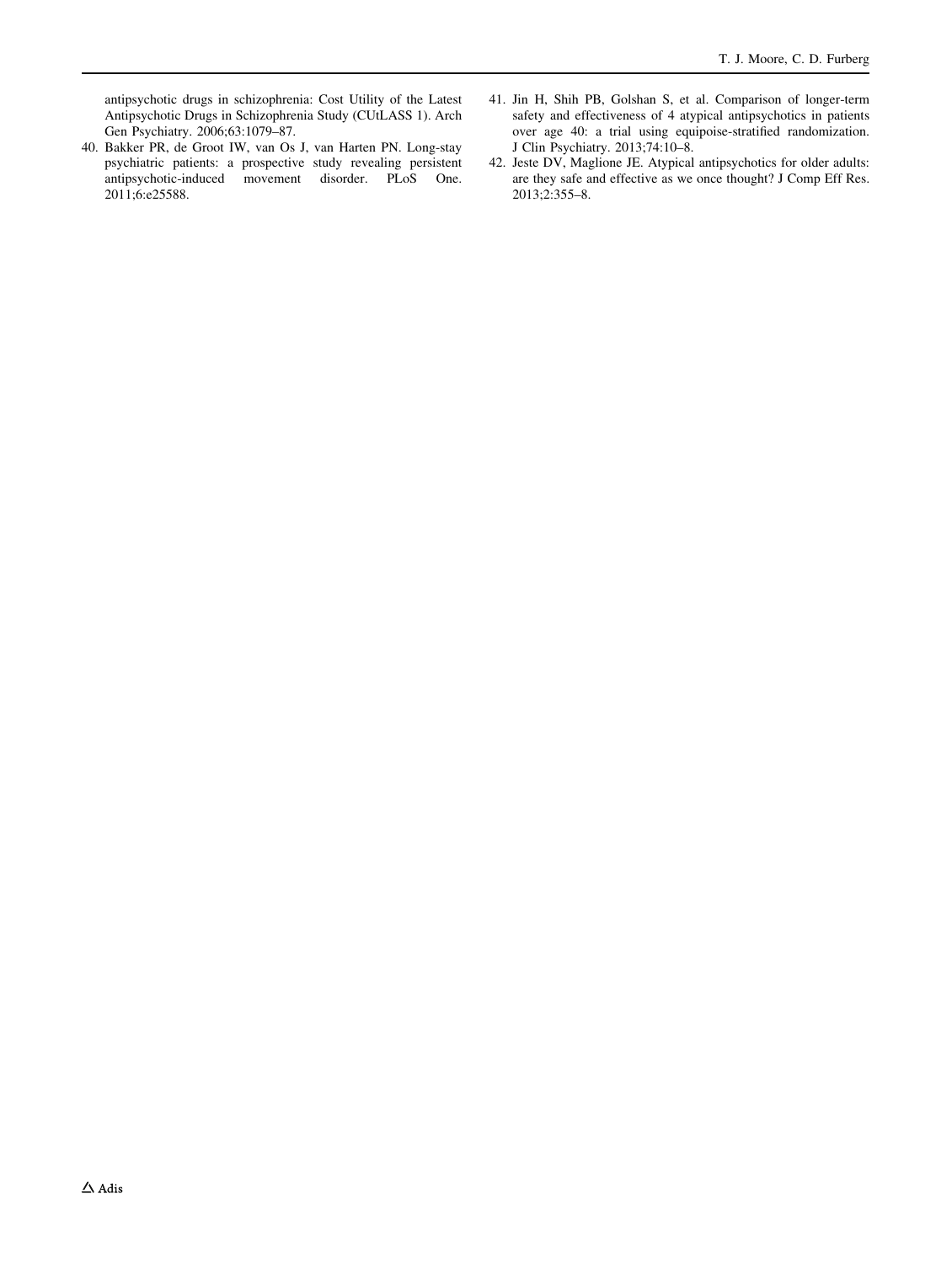antipsychotic drugs in schizophrenia: Cost Utility of the Latest Antipsychotic Drugs in Schizophrenia Study (CUtLASS 1). Arch Gen Psychiatry. 2006;63:1079–87.

40. Bakker PR, de Groot IW, van Os J, van Harten PN. Long-stay psychiatric patients: a prospective study revealing persistent antipsychotic-induced movement disorder. PLoS One. 2011;6:e25588.

41. Jin H, Shih PB, Golshan S, et al. Comparison of longer-term safety and effectiveness of 4 atypical antipsychotics in patients over age 40: a trial using equipoise-stratified randomization. J Clin Psychiatry. 2013;74:10–8.

42. Jeste DV, Maglione JE. Atypical antipsychotics for older adults: are they safe and effective as we once thought? J Comp Eff Res. 2013;2:355–8.